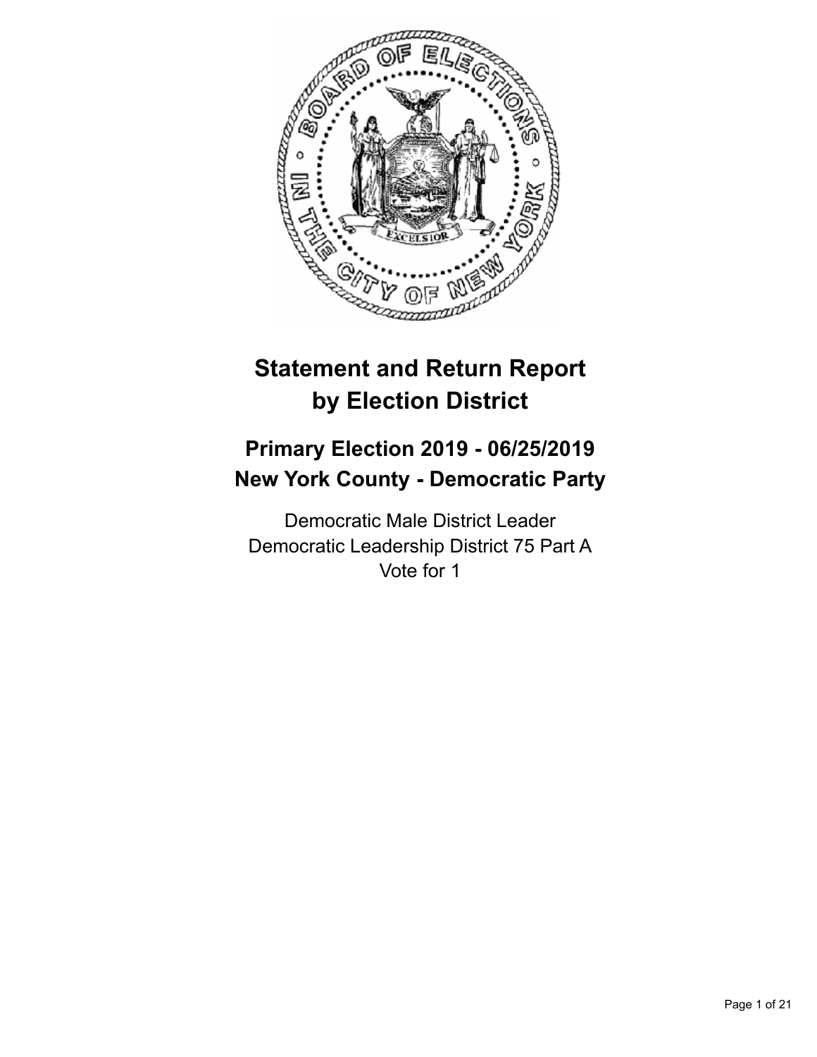# Statement and Return Report by Election District

## Primary Election 2019 - 06/25/2019
## New York County - Democratic Party

Democratic Male District Leader
Democratic Leadership District 75 Part A
Vote for 1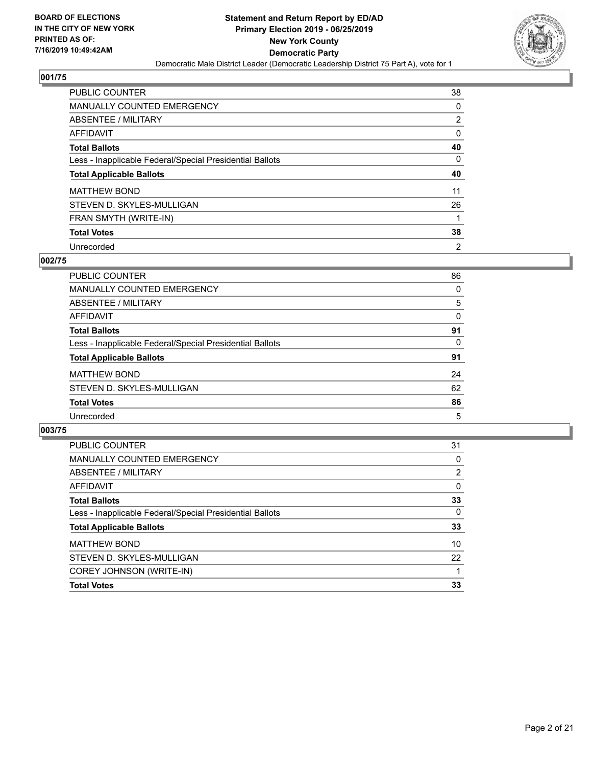**BOARD OF ELECTIONS IN THE CITY OF NEW YORK PRINTED AS OF: 7/16/2019 10:49:42AM**

**Statement and Return Report by ED/AD Primary Election 2019 - 06/25/2019 New York County Democratic Party**

Democratic Male District Leader (Democratic Leadership District 75 Part A), vote for 1

## 001/75

| | |
|---|---|
| PUBLIC COUNTER | 38 |
| MANUALLY COUNTED EMERGENCY | 0 |
| ABSENTEE / MILITARY | 2 |
| AFFIDAVIT | 0 |
| **Total Ballots** | **40** |
| Less - Inapplicable Federal/Special Presidential Ballots | 0 |
| **Total Applicable Ballots** | **40** |
| MATTHEW BOND | 11 |
| STEVEN D. SKYLES-MULLIGAN | 26 |
| FRAN SMYTH (WRITE-IN) | 1 |
| **Total Votes** | **38** |
| Unrecorded | 2 |

## 002/75

| | |
|---|---|
| PUBLIC COUNTER | 86 |
| MANUALLY COUNTED EMERGENCY | 0 |
| ABSENTEE / MILITARY | 5 |
| AFFIDAVIT | 0 |
| **Total Ballots** | **91** |
| Less - Inapplicable Federal/Special Presidential Ballots | 0 |
| **Total Applicable Ballots** | **91** |
| MATTHEW BOND | 24 |
| STEVEN D. SKYLES-MULLIGAN | 62 |
| **Total Votes** | **86** |
| Unrecorded | 5 |

## 003/75

| | |
|---|---|
| PUBLIC COUNTER | 31 |
| MANUALLY COUNTED EMERGENCY | 0 |
| ABSENTEE / MILITARY | 2 |
| AFFIDAVIT | 0 |
| **Total Ballots** | **33** |
| Less - Inapplicable Federal/Special Presidential Ballots | 0 |
| **Total Applicable Ballots** | **33** |
| MATTHEW BOND | 10 |
| STEVEN D. SKYLES-MULLIGAN | 22 |
| COREY JOHNSON (WRITE-IN) | 1 |
| **Total Votes** | **33** |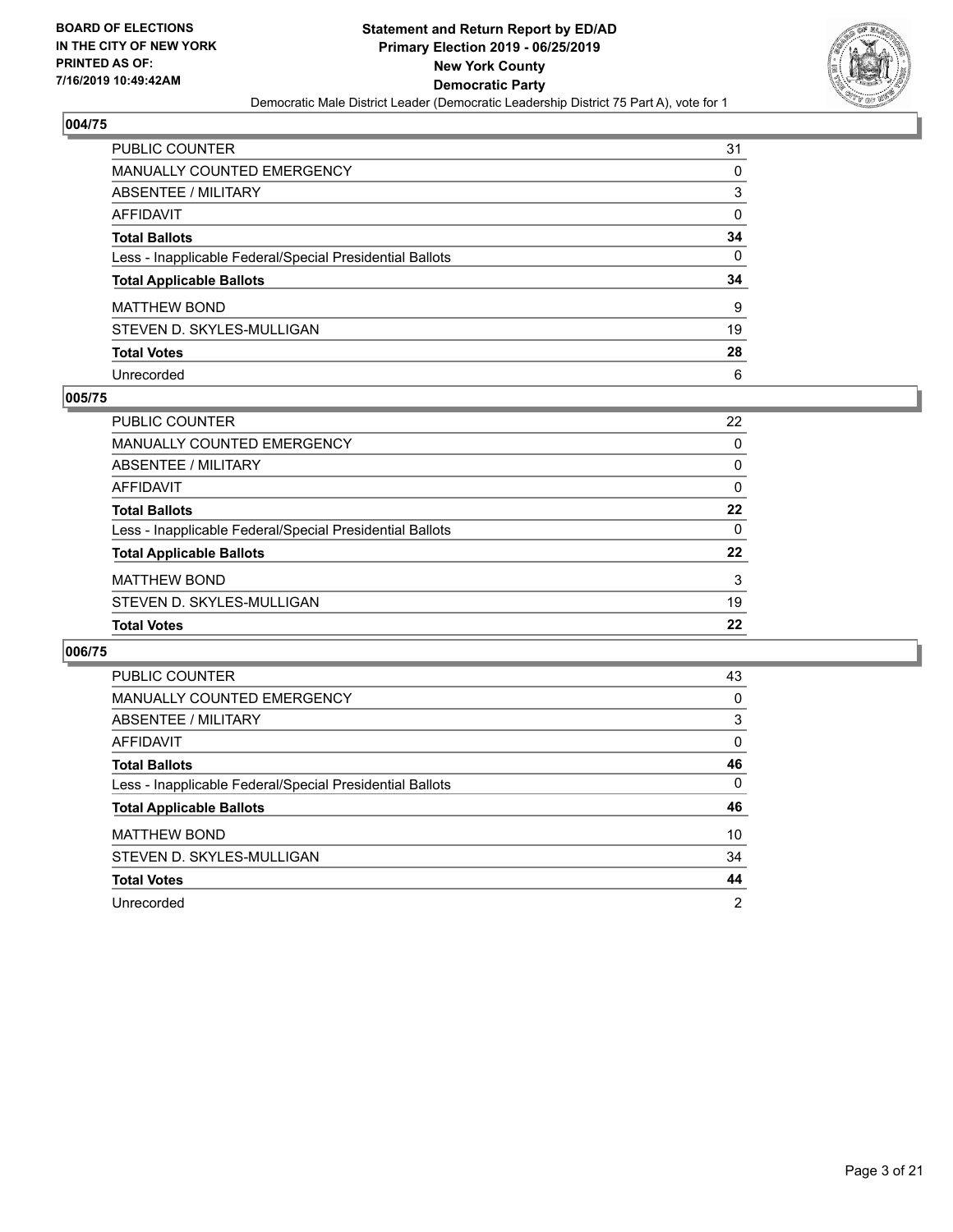**BOARD OF ELECTIONS IN THE CITY OF NEW YORK PRINTED AS OF: 7/16/2019 10:49:42AM**

**Statement and Return Report by ED/AD Primary Election 2019 - 06/25/2019 New York County Democratic Party**

Democratic Male District Leader (Democratic Leadership District 75 Part A), vote for 1

## 004/75

| | |
|---|---|
| PUBLIC COUNTER | 31 |
| MANUALLY COUNTED EMERGENCY | 0 |
| ABSENTEE / MILITARY | 3 |
| AFFIDAVIT | 0 |
| **Total Ballots** | **34** |
| Less - Inapplicable Federal/Special Presidential Ballots | 0 |
| **Total Applicable Ballots** | **34** |
| MATTHEW BOND | 9 |
| STEVEN D. SKYLES-MULLIGAN | 19 |
| **Total Votes** | **28** |
| Unrecorded | 6 |

## 005/75

| | |
|---|---|
| PUBLIC COUNTER | 22 |
| MANUALLY COUNTED EMERGENCY | 0 |
| ABSENTEE / MILITARY | 0 |
| AFFIDAVIT | 0 |
| **Total Ballots** | **22** |
| Less - Inapplicable Federal/Special Presidential Ballots | 0 |
| **Total Applicable Ballots** | **22** |
| MATTHEW BOND | 3 |
| STEVEN D. SKYLES-MULLIGAN | 19 |
| **Total Votes** | **22** |

## 006/75

| | |
|---|---|
| PUBLIC COUNTER | 43 |
| MANUALLY COUNTED EMERGENCY | 0 |
| ABSENTEE / MILITARY | 3 |
| AFFIDAVIT | 0 |
| **Total Ballots** | **46** |
| Less - Inapplicable Federal/Special Presidential Ballots | 0 |
| **Total Applicable Ballots** | **46** |
| MATTHEW BOND | 10 |
| STEVEN D. SKYLES-MULLIGAN | 34 |
| **Total Votes** | **44** |
| Unrecorded | 2 |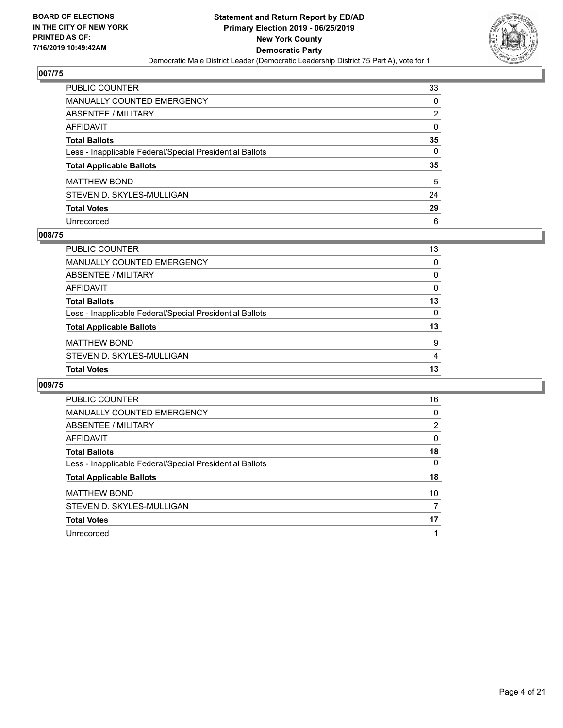## 007/75

| | |
|---|---|
| PUBLIC COUNTER | 33 |
| MANUALLY COUNTED EMERGENCY | 0 |
| ABSENTEE / MILITARY | 2 |
| AFFIDAVIT | 0 |
| **Total Ballots** | **35** |
| Less - Inapplicable Federal/Special Presidential Ballots | 0 |
| **Total Applicable Ballots** | **35** |
| MATTHEW BOND | 5 |
| STEVEN D. SKYLES-MULLIGAN | 24 |
| **Total Votes** | **29** |
| Unrecorded | 6 |

## 008/75

| | |
|---|---|
| PUBLIC COUNTER | 13 |
| MANUALLY COUNTED EMERGENCY | 0 |
| ABSENTEE / MILITARY | 0 |
| AFFIDAVIT | 0 |
| **Total Ballots** | **13** |
| Less - Inapplicable Federal/Special Presidential Ballots | 0 |
| **Total Applicable Ballots** | **13** |
| MATTHEW BOND | 9 |
| STEVEN D. SKYLES-MULLIGAN | 4 |
| **Total Votes** | **13** |

## 009/75

| | |
|---|---|
| PUBLIC COUNTER | 16 |
| MANUALLY COUNTED EMERGENCY | 0 |
| ABSENTEE / MILITARY | 2 |
| AFFIDAVIT | 0 |
| **Total Ballots** | **18** |
| Less - Inapplicable Federal/Special Presidential Ballots | 0 |
| **Total Applicable Ballots** | **18** |
| MATTHEW BOND | 10 |
| STEVEN D. SKYLES-MULLIGAN | 7 |
| **Total Votes** | **17** |
| Unrecorded | 1 |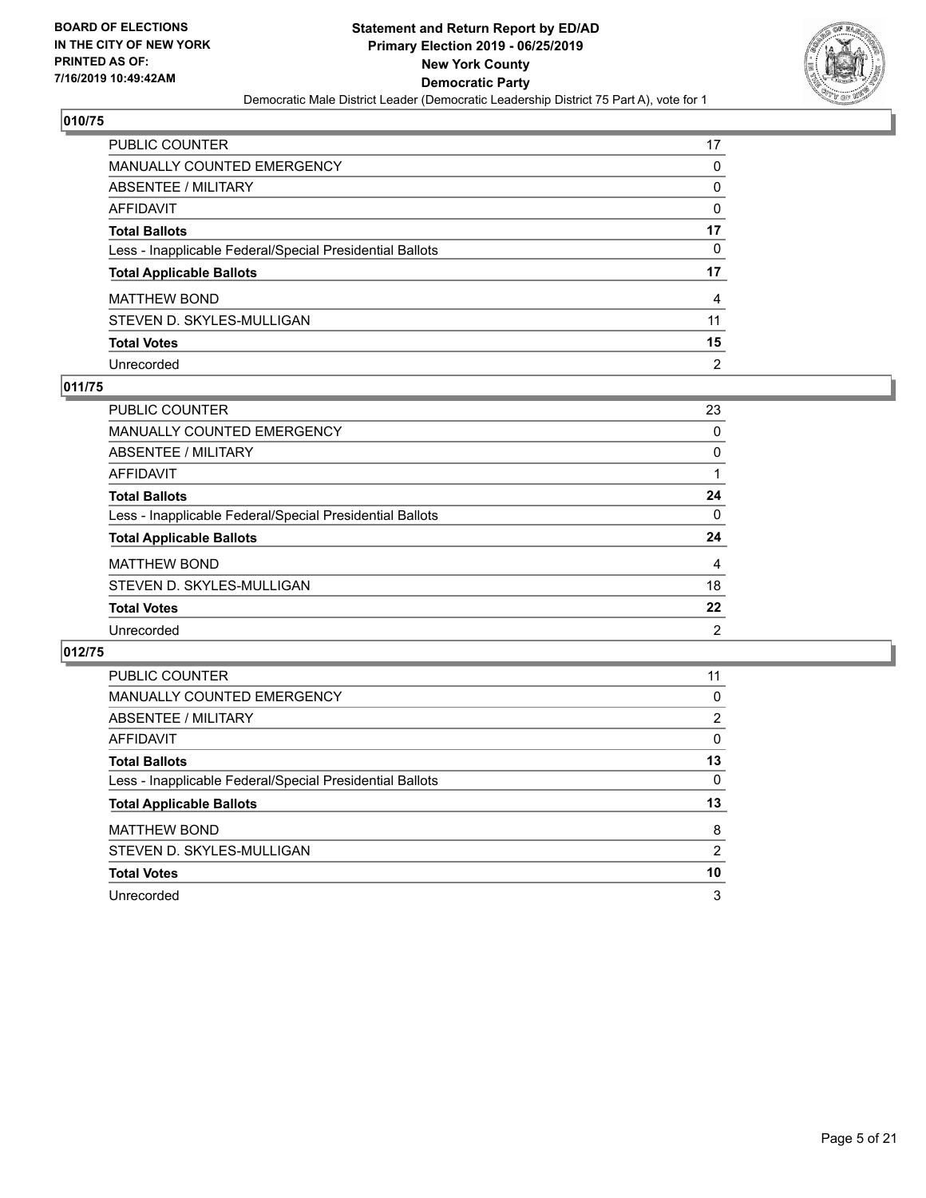**BOARD OF ELECTIONS IN THE CITY OF NEW YORK PRINTED AS OF: 7/16/2019 10:49:42AM**

**Statement and Return Report by ED/AD Primary Election 2019 - 06/25/2019 New York County Democratic Party**

Democratic Male District Leader (Democratic Leadership District 75 Part A), vote for 1

## 010/75

| | |
|---|---|
| PUBLIC COUNTER | 17 |
| MANUALLY COUNTED EMERGENCY | 0 |
| ABSENTEE / MILITARY | 0 |
| AFFIDAVIT | 0 |
| **Total Ballots** | **17** |
| Less - Inapplicable Federal/Special Presidential Ballots | 0 |
| **Total Applicable Ballots** | **17** |
| MATTHEW BOND | 4 |
| STEVEN D. SKYLES-MULLIGAN | 11 |
| **Total Votes** | **15** |
| Unrecorded | 2 |

## 011/75

| | |
|---|---|
| PUBLIC COUNTER | 23 |
| MANUALLY COUNTED EMERGENCY | 0 |
| ABSENTEE / MILITARY | 0 |
| AFFIDAVIT | 1 |
| **Total Ballots** | **24** |
| Less - Inapplicable Federal/Special Presidential Ballots | 0 |
| **Total Applicable Ballots** | **24** |
| MATTHEW BOND | 4 |
| STEVEN D. SKYLES-MULLIGAN | 18 |
| **Total Votes** | **22** |
| Unrecorded | 2 |

## 012/75

| | |
|---|---|
| PUBLIC COUNTER | 11 |
| MANUALLY COUNTED EMERGENCY | 0 |
| ABSENTEE / MILITARY | 2 |
| AFFIDAVIT | 0 |
| **Total Ballots** | **13** |
| Less - Inapplicable Federal/Special Presidential Ballots | 0 |
| **Total Applicable Ballots** | **13** |
| MATTHEW BOND | 8 |
| STEVEN D. SKYLES-MULLIGAN | 2 |
| **Total Votes** | **10** |
| Unrecorded | 3 |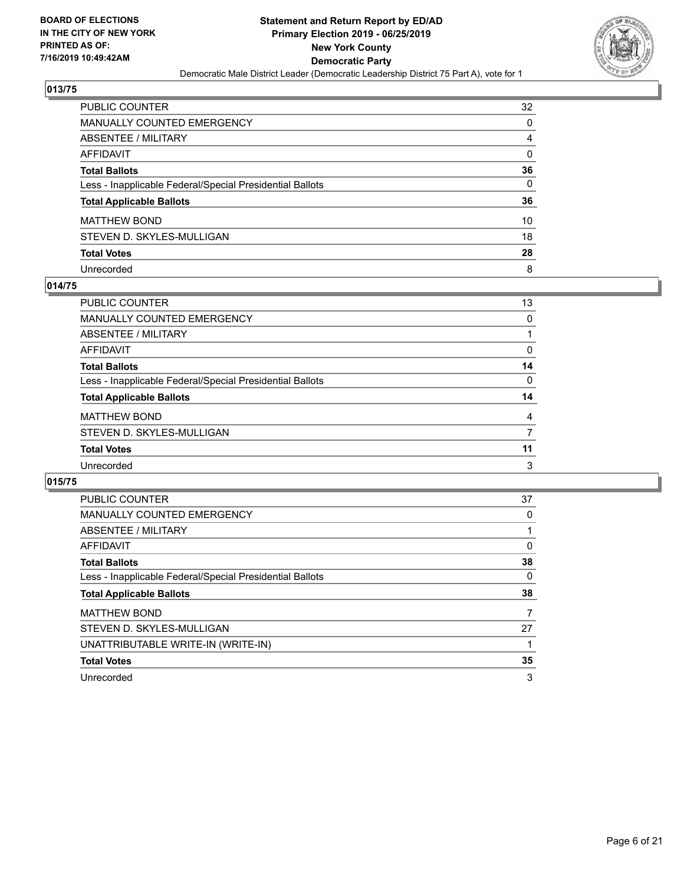## 013/75

| | |
|---|---|
| PUBLIC COUNTER | 32 |
| MANUALLY COUNTED EMERGENCY | 0 |
| ABSENTEE / MILITARY | 4 |
| AFFIDAVIT | 0 |
| **Total Ballots** | **36** |
| Less - Inapplicable Federal/Special Presidential Ballots | 0 |
| **Total Applicable Ballots** | **36** |
| MATTHEW BOND | 10 |
| STEVEN D. SKYLES-MULLIGAN | 18 |
| **Total Votes** | **28** |
| Unrecorded | 8 |

## 014/75

| | |
|---|---|
| PUBLIC COUNTER | 13 |
| MANUALLY COUNTED EMERGENCY | 0 |
| ABSENTEE / MILITARY | 1 |
| AFFIDAVIT | 0 |
| **Total Ballots** | **14** |
| Less - Inapplicable Federal/Special Presidential Ballots | 0 |
| **Total Applicable Ballots** | **14** |
| MATTHEW BOND | 4 |
| STEVEN D. SKYLES-MULLIGAN | 7 |
| **Total Votes** | **11** |
| Unrecorded | 3 |

## 015/75

| | |
|---|---|
| PUBLIC COUNTER | 37 |
| MANUALLY COUNTED EMERGENCY | 0 |
| ABSENTEE / MILITARY | 1 |
| AFFIDAVIT | 0 |
| **Total Ballots** | **38** |
| Less - Inapplicable Federal/Special Presidential Ballots | 0 |
| **Total Applicable Ballots** | **38** |
| MATTHEW BOND | 7 |
| STEVEN D. SKYLES-MULLIGAN | 27 |
| UNATTRIBUTABLE WRITE-IN (WRITE-IN) | 1 |
| **Total Votes** | **35** |
| Unrecorded | 3 |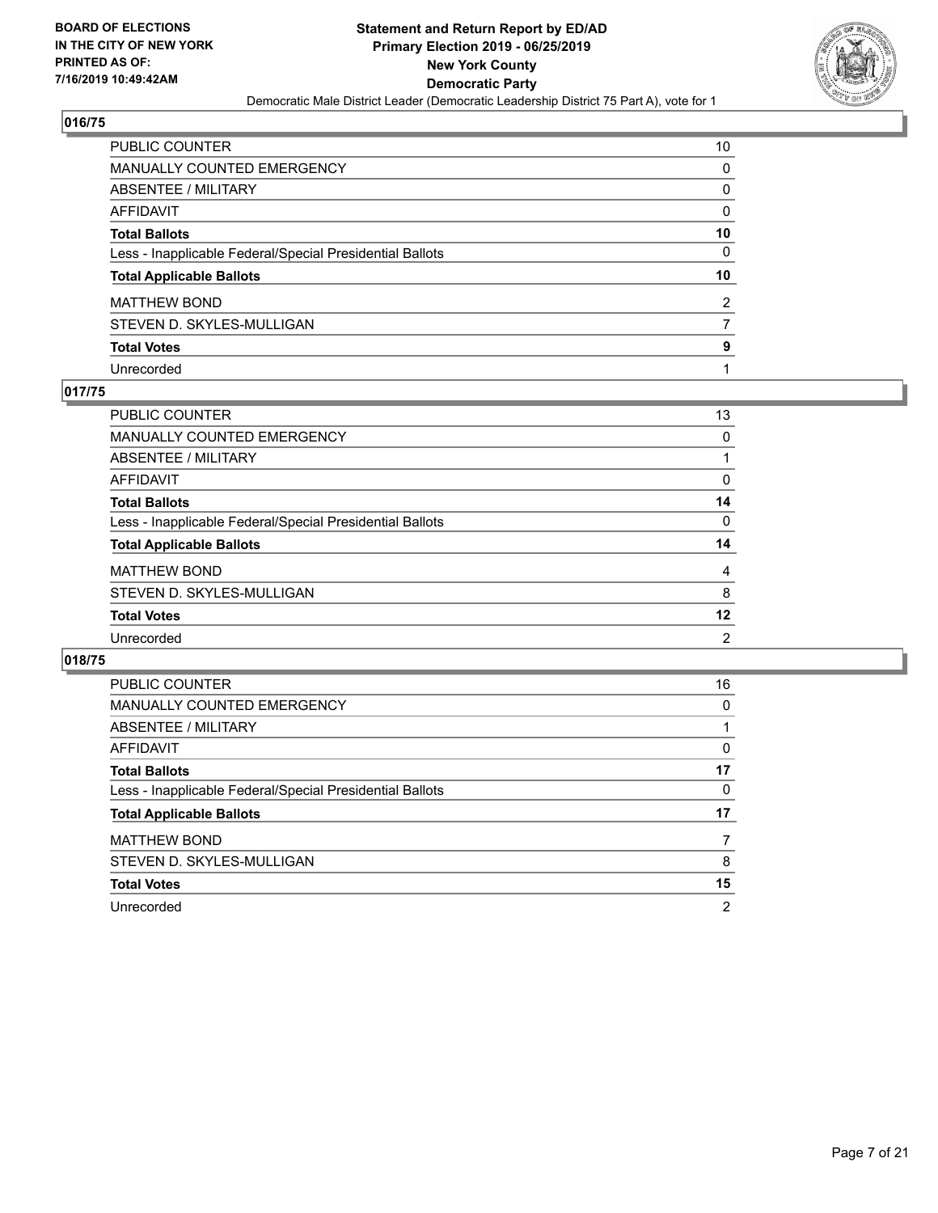BOARD OF ELECTIONS
IN THE CITY OF NEW YORK
PRINTED AS OF:
7/16/2019 10:49:42AM

**Statement and Return Report by ED/AD**
**Primary Election 2019 - 06/25/2019**
**New York County**
**Democratic Party**
Democratic Male District Leader (Democratic Leadership District 75 Part A), vote for 1

## 016/75

| | |
|---|---|
| PUBLIC COUNTER | 10 |
| MANUALLY COUNTED EMERGENCY | 0 |
| ABSENTEE / MILITARY | 0 |
| AFFIDAVIT | 0 |
| **Total Ballots** | **10** |
| Less - Inapplicable Federal/Special Presidential Ballots | 0 |
| **Total Applicable Ballots** | **10** |
| MATTHEW BOND | 2 |
| STEVEN D. SKYLES-MULLIGAN | 7 |
| **Total Votes** | **9** |
| Unrecorded | 1 |

## 017/75

| | |
|---|---|
| PUBLIC COUNTER | 13 |
| MANUALLY COUNTED EMERGENCY | 0 |
| ABSENTEE / MILITARY | 1 |
| AFFIDAVIT | 0 |
| **Total Ballots** | **14** |
| Less - Inapplicable Federal/Special Presidential Ballots | 0 |
| **Total Applicable Ballots** | **14** |
| MATTHEW BOND | 4 |
| STEVEN D. SKYLES-MULLIGAN | 8 |
| **Total Votes** | **12** |
| Unrecorded | 2 |

## 018/75

| | |
|---|---|
| PUBLIC COUNTER | 16 |
| MANUALLY COUNTED EMERGENCY | 0 |
| ABSENTEE / MILITARY | 1 |
| AFFIDAVIT | 0 |
| **Total Ballots** | **17** |
| Less - Inapplicable Federal/Special Presidential Ballots | 0 |
| **Total Applicable Ballots** | **17** |
| MATTHEW BOND | 7 |
| STEVEN D. SKYLES-MULLIGAN | 8 |
| **Total Votes** | **15** |
| Unrecorded | 2 |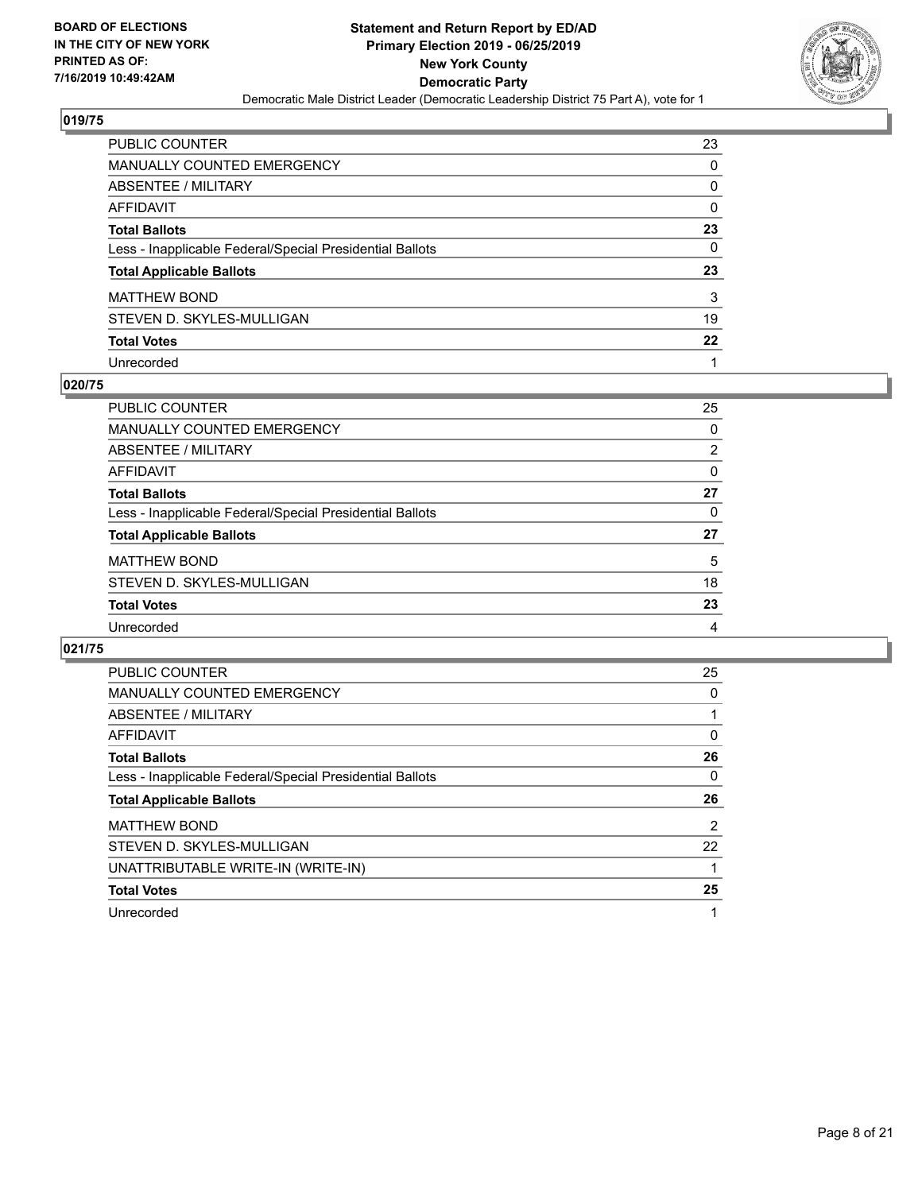## 019/75

| | |
|---|---|
| PUBLIC COUNTER | 23 |
| MANUALLY COUNTED EMERGENCY | 0 |
| ABSENTEE / MILITARY | 0 |
| AFFIDAVIT | 0 |
| **Total Ballots** | **23** |
| Less - Inapplicable Federal/Special Presidential Ballots | 0 |
| **Total Applicable Ballots** | **23** |
| MATTHEW BOND | 3 |
| STEVEN D. SKYLES-MULLIGAN | 19 |
| **Total Votes** | **22** |
| Unrecorded | 1 |

## 020/75

| | |
|---|---|
| PUBLIC COUNTER | 25 |
| MANUALLY COUNTED EMERGENCY | 0 |
| ABSENTEE / MILITARY | 2 |
| AFFIDAVIT | 0 |
| **Total Ballots** | **27** |
| Less - Inapplicable Federal/Special Presidential Ballots | 0 |
| **Total Applicable Ballots** | **27** |
| MATTHEW BOND | 5 |
| STEVEN D. SKYLES-MULLIGAN | 18 |
| **Total Votes** | **23** |
| Unrecorded | 4 |

## 021/75

| | |
|---|---|
| PUBLIC COUNTER | 25 |
| MANUALLY COUNTED EMERGENCY | 0 |
| ABSENTEE / MILITARY | 1 |
| AFFIDAVIT | 0 |
| **Total Ballots** | **26** |
| Less - Inapplicable Federal/Special Presidential Ballots | 0 |
| **Total Applicable Ballots** | **26** |
| MATTHEW BOND | 2 |
| STEVEN D. SKYLES-MULLIGAN | 22 |
| UNATTRIBUTABLE WRITE-IN (WRITE-IN) | 1 |
| **Total Votes** | **25** |
| Unrecorded | 1 |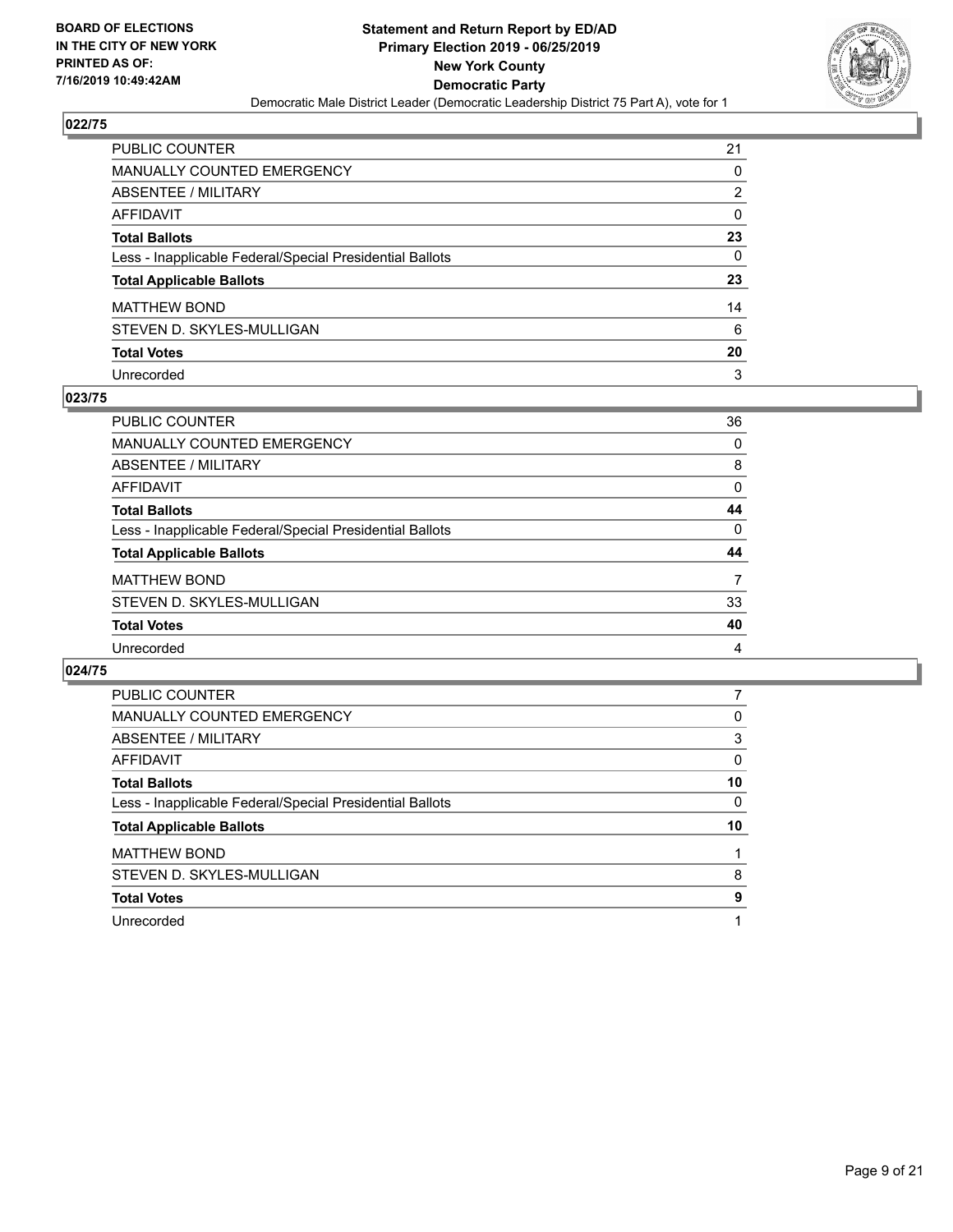BOARD OF ELECTIONS
IN THE CITY OF NEW YORK
PRINTED AS OF:
7/16/2019 10:49:42AM

**Statement and Return Report by ED/AD**
**Primary Election 2019 - 06/25/2019**
**New York County**
**Democratic Party**
Democratic Male District Leader (Democratic Leadership District 75 Part A), vote for 1

## 022/75

| | |
|---|---|
| PUBLIC COUNTER | 21 |
| MANUALLY COUNTED EMERGENCY | 0 |
| ABSENTEE / MILITARY | 2 |
| AFFIDAVIT | 0 |
| **Total Ballots** | **23** |
| Less - Inapplicable Federal/Special Presidential Ballots | 0 |
| **Total Applicable Ballots** | **23** |
| MATTHEW BOND | 14 |
| STEVEN D. SKYLES-MULLIGAN | 6 |
| **Total Votes** | **20** |
| Unrecorded | 3 |

## 023/75

| | |
|---|---|
| PUBLIC COUNTER | 36 |
| MANUALLY COUNTED EMERGENCY | 0 |
| ABSENTEE / MILITARY | 8 |
| AFFIDAVIT | 0 |
| **Total Ballots** | **44** |
| Less - Inapplicable Federal/Special Presidential Ballots | 0 |
| **Total Applicable Ballots** | **44** |
| MATTHEW BOND | 7 |
| STEVEN D. SKYLES-MULLIGAN | 33 |
| **Total Votes** | **40** |
| Unrecorded | 4 |

## 024/75

| | |
|---|---|
| PUBLIC COUNTER | 7 |
| MANUALLY COUNTED EMERGENCY | 0 |
| ABSENTEE / MILITARY | 3 |
| AFFIDAVIT | 0 |
| **Total Ballots** | **10** |
| Less - Inapplicable Federal/Special Presidential Ballots | 0 |
| **Total Applicable Ballots** | **10** |
| MATTHEW BOND | 1 |
| STEVEN D. SKYLES-MULLIGAN | 8 |
| **Total Votes** | **9** |
| Unrecorded | 1 |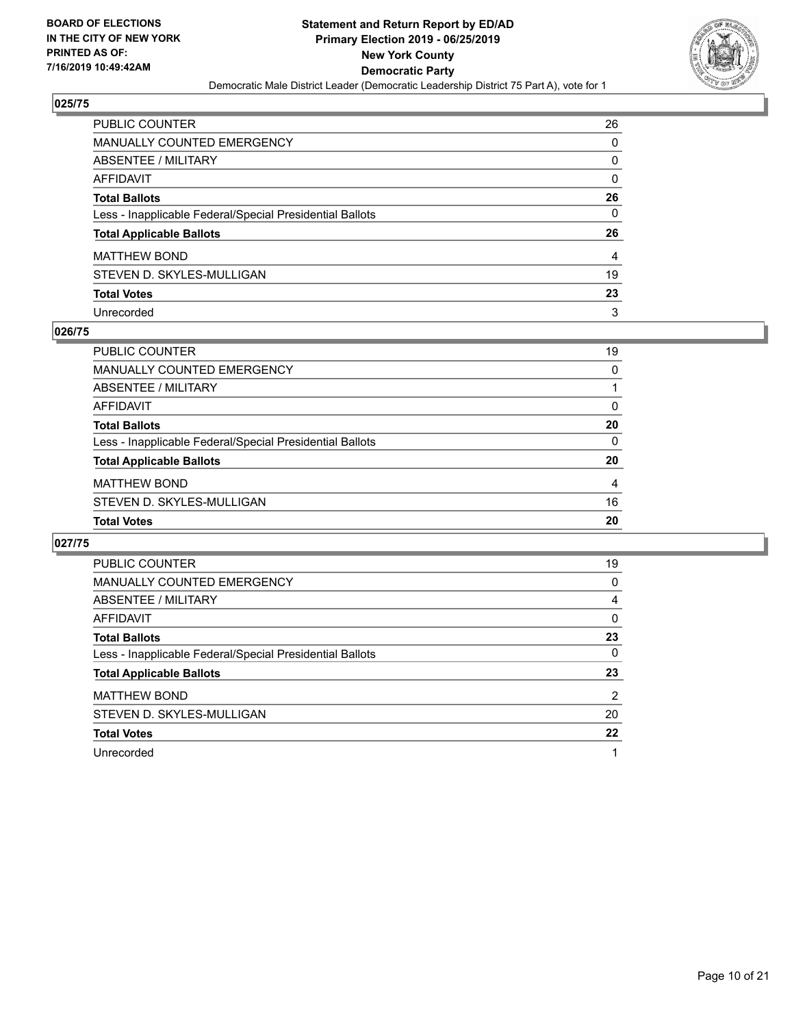**BOARD OF ELECTIONS IN THE CITY OF NEW YORK PRINTED AS OF: 7/16/2019 10:49:42AM**

**Statement and Return Report by ED/AD Primary Election 2019 - 06/25/2019 New York County Democratic Party**

Democratic Male District Leader (Democratic Leadership District 75 Part A), vote for 1

## 025/75

| | |
|---|---|
| PUBLIC COUNTER | 26 |
| MANUALLY COUNTED EMERGENCY | 0 |
| ABSENTEE / MILITARY | 0 |
| AFFIDAVIT | 0 |
| **Total Ballots** | **26** |
| Less - Inapplicable Federal/Special Presidential Ballots | 0 |
| **Total Applicable Ballots** | **26** |
| MATTHEW BOND | 4 |
| STEVEN D. SKYLES-MULLIGAN | 19 |
| **Total Votes** | **23** |
| Unrecorded | 3 |

## 026/75

| | |
|---|---|
| PUBLIC COUNTER | 19 |
| MANUALLY COUNTED EMERGENCY | 0 |
| ABSENTEE / MILITARY | 1 |
| AFFIDAVIT | 0 |
| **Total Ballots** | **20** |
| Less - Inapplicable Federal/Special Presidential Ballots | 0 |
| **Total Applicable Ballots** | **20** |
| MATTHEW BOND | 4 |
| STEVEN D. SKYLES-MULLIGAN | 16 |
| **Total Votes** | **20** |

## 027/75

| | |
|---|---|
| PUBLIC COUNTER | 19 |
| MANUALLY COUNTED EMERGENCY | 0 |
| ABSENTEE / MILITARY | 4 |
| AFFIDAVIT | 0 |
| **Total Ballots** | **23** |
| Less - Inapplicable Federal/Special Presidential Ballots | 0 |
| **Total Applicable Ballots** | **23** |
| MATTHEW BOND | 2 |
| STEVEN D. SKYLES-MULLIGAN | 20 |
| **Total Votes** | **22** |
| Unrecorded | 1 |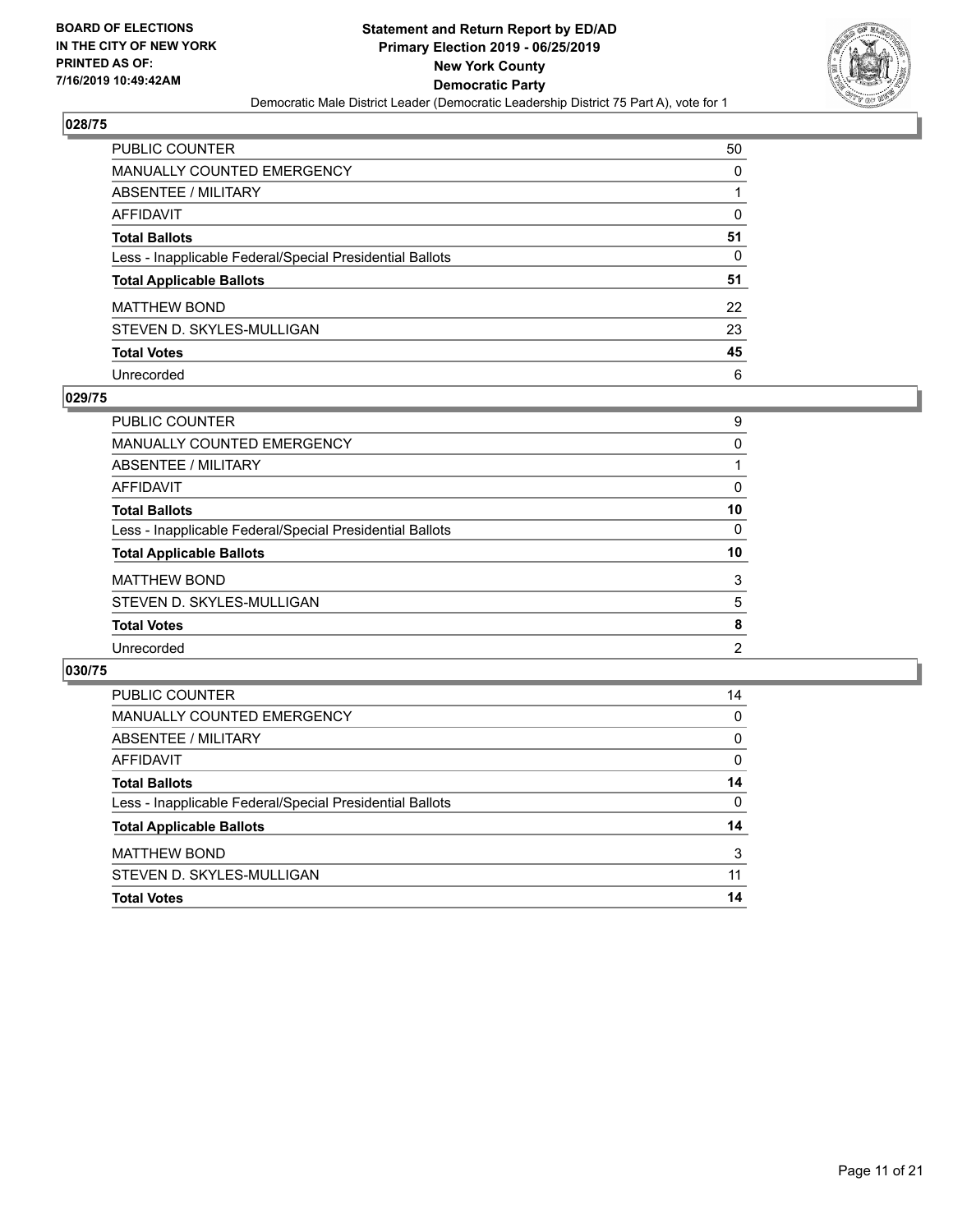**BOARD OF ELECTIONS IN THE CITY OF NEW YORK PRINTED AS OF: 7/16/2019 10:49:42AM**

**Statement and Return Report by ED/AD**
**Primary Election 2019 - 06/25/2019**
**New York County**
**Democratic Party**
Democratic Male District Leader (Democratic Leadership District 75 Part A), vote for 1

## 028/75

| | |
|---|---|
| PUBLIC COUNTER | 50 |
| MANUALLY COUNTED EMERGENCY | 0 |
| ABSENTEE / MILITARY | 1 |
| AFFIDAVIT | 0 |
| **Total Ballots** | **51** |
| Less - Inapplicable Federal/Special Presidential Ballots | 0 |
| **Total Applicable Ballots** | **51** |
| MATTHEW BOND | 22 |
| STEVEN D. SKYLES-MULLIGAN | 23 |
| **Total Votes** | **45** |
| Unrecorded | 6 |

## 029/75

| | |
|---|---|
| PUBLIC COUNTER | 9 |
| MANUALLY COUNTED EMERGENCY | 0 |
| ABSENTEE / MILITARY | 1 |
| AFFIDAVIT | 0 |
| **Total Ballots** | **10** |
| Less - Inapplicable Federal/Special Presidential Ballots | 0 |
| **Total Applicable Ballots** | **10** |
| MATTHEW BOND | 3 |
| STEVEN D. SKYLES-MULLIGAN | 5 |
| **Total Votes** | **8** |
| Unrecorded | 2 |

## 030/75

| | |
|---|---|
| PUBLIC COUNTER | 14 |
| MANUALLY COUNTED EMERGENCY | 0 |
| ABSENTEE / MILITARY | 0 |
| AFFIDAVIT | 0 |
| **Total Ballots** | **14** |
| Less - Inapplicable Federal/Special Presidential Ballots | 0 |
| **Total Applicable Ballots** | **14** |
| MATTHEW BOND | 3 |
| STEVEN D. SKYLES-MULLIGAN | 11 |
| **Total Votes** | **14** |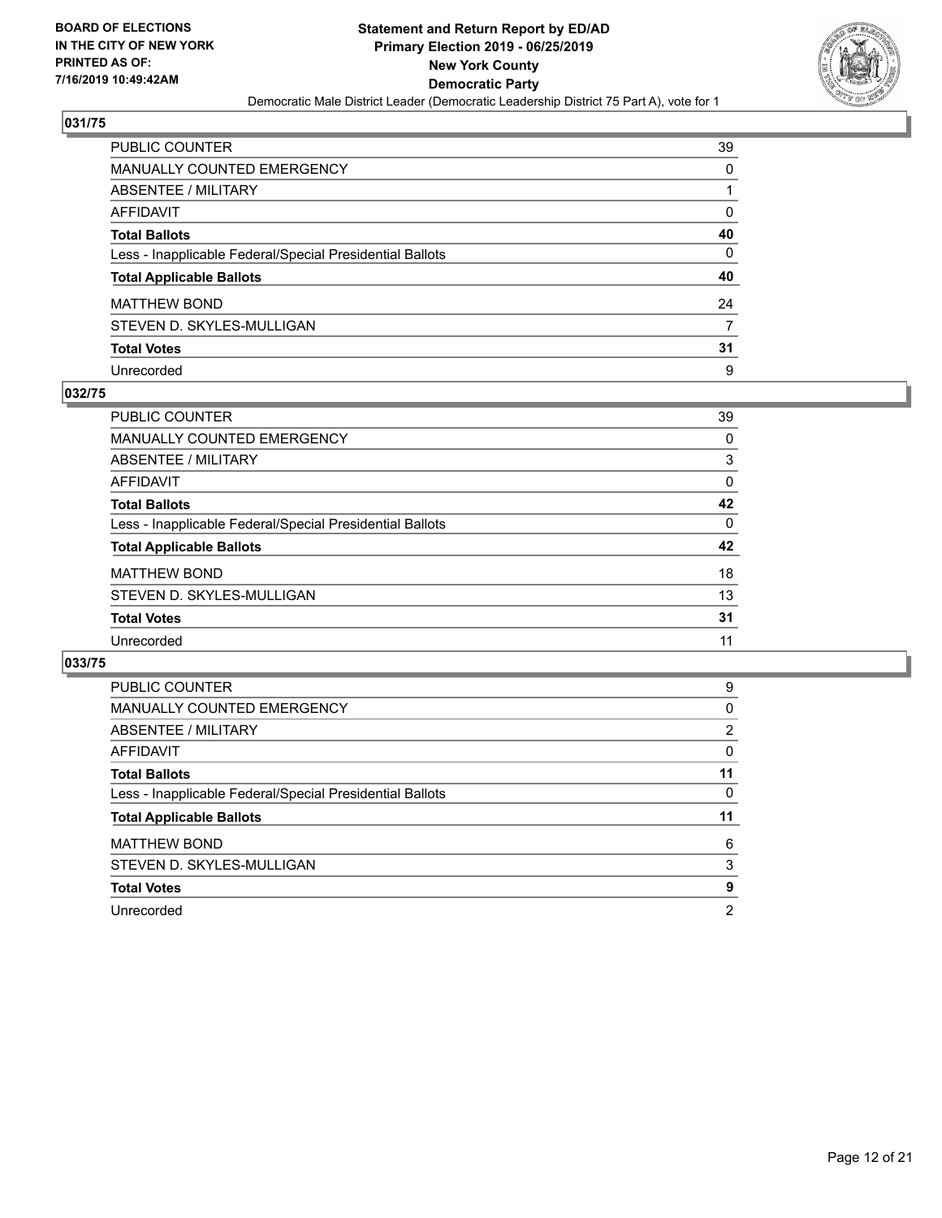**BOARD OF ELECTIONS IN THE CITY OF NEW YORK PRINTED AS OF: 7/16/2019 10:49:42AM**

**Statement and Return Report by ED/AD**
**Primary Election 2019 - 06/25/2019**
**New York County**
**Democratic Party**
Democratic Male District Leader (Democratic Leadership District 75 Part A), vote for 1

## 031/75

| | |
|---|---|
| PUBLIC COUNTER | 39 |
| MANUALLY COUNTED EMERGENCY | 0 |
| ABSENTEE / MILITARY | 1 |
| AFFIDAVIT | 0 |
| **Total Ballots** | **40** |
| Less - Inapplicable Federal/Special Presidential Ballots | 0 |
| **Total Applicable Ballots** | **40** |
| MATTHEW BOND | 24 |
| STEVEN D. SKYLES-MULLIGAN | 7 |
| **Total Votes** | **31** |
| Unrecorded | 9 |

## 032/75

| | |
|---|---|
| PUBLIC COUNTER | 39 |
| MANUALLY COUNTED EMERGENCY | 0 |
| ABSENTEE / MILITARY | 3 |
| AFFIDAVIT | 0 |
| **Total Ballots** | **42** |
| Less - Inapplicable Federal/Special Presidential Ballots | 0 |
| **Total Applicable Ballots** | **42** |
| MATTHEW BOND | 18 |
| STEVEN D. SKYLES-MULLIGAN | 13 |
| **Total Votes** | **31** |
| Unrecorded | 11 |

## 033/75

| | |
|---|---|
| PUBLIC COUNTER | 9 |
| MANUALLY COUNTED EMERGENCY | 0 |
| ABSENTEE / MILITARY | 2 |
| AFFIDAVIT | 0 |
| **Total Ballots** | **11** |
| Less - Inapplicable Federal/Special Presidential Ballots | 0 |
| **Total Applicable Ballots** | **11** |
| MATTHEW BOND | 6 |
| STEVEN D. SKYLES-MULLIGAN | 3 |
| **Total Votes** | **9** |
| Unrecorded | 2 |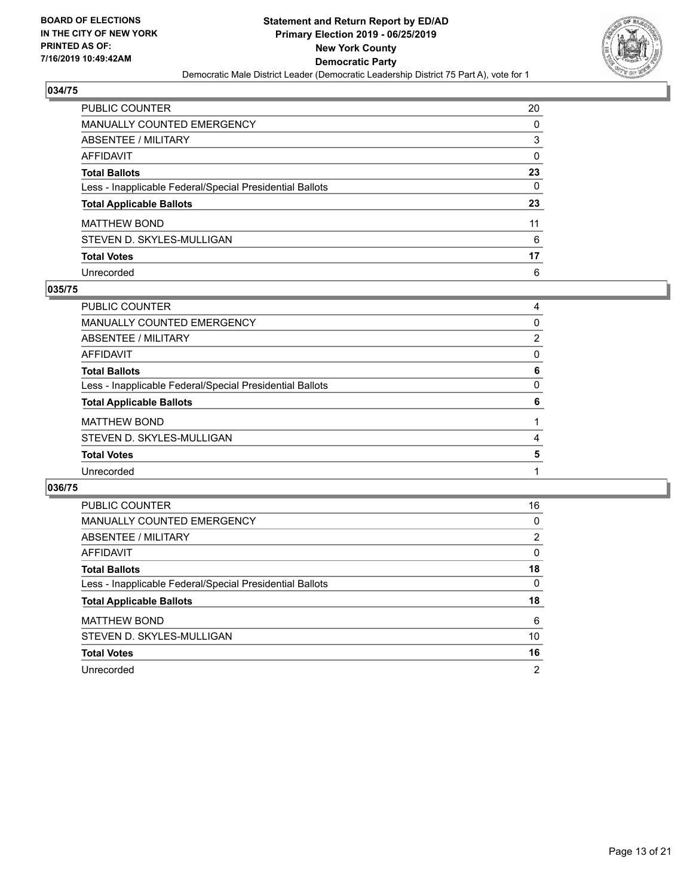## 034/75

| | |
|---|---|
| PUBLIC COUNTER | 20 |
| MANUALLY COUNTED EMERGENCY | 0 |
| ABSENTEE / MILITARY | 3 |
| AFFIDAVIT | 0 |
| **Total Ballots** | **23** |
| Less - Inapplicable Federal/Special Presidential Ballots | 0 |
| **Total Applicable Ballots** | **23** |
| MATTHEW BOND | 11 |
| STEVEN D. SKYLES-MULLIGAN | 6 |
| **Total Votes** | **17** |
| Unrecorded | 6 |

## 035/75

| | |
|---|---|
| PUBLIC COUNTER | 4 |
| MANUALLY COUNTED EMERGENCY | 0 |
| ABSENTEE / MILITARY | 2 |
| AFFIDAVIT | 0 |
| **Total Ballots** | **6** |
| Less - Inapplicable Federal/Special Presidential Ballots | 0 |
| **Total Applicable Ballots** | **6** |
| MATTHEW BOND | 1 |
| STEVEN D. SKYLES-MULLIGAN | 4 |
| **Total Votes** | **5** |
| Unrecorded | 1 |

## 036/75

| | |
|---|---|
| PUBLIC COUNTER | 16 |
| MANUALLY COUNTED EMERGENCY | 0 |
| ABSENTEE / MILITARY | 2 |
| AFFIDAVIT | 0 |
| **Total Ballots** | **18** |
| Less - Inapplicable Federal/Special Presidential Ballots | 0 |
| **Total Applicable Ballots** | **18** |
| MATTHEW BOND | 6 |
| STEVEN D. SKYLES-MULLIGAN | 10 |
| **Total Votes** | **16** |
| Unrecorded | 2 |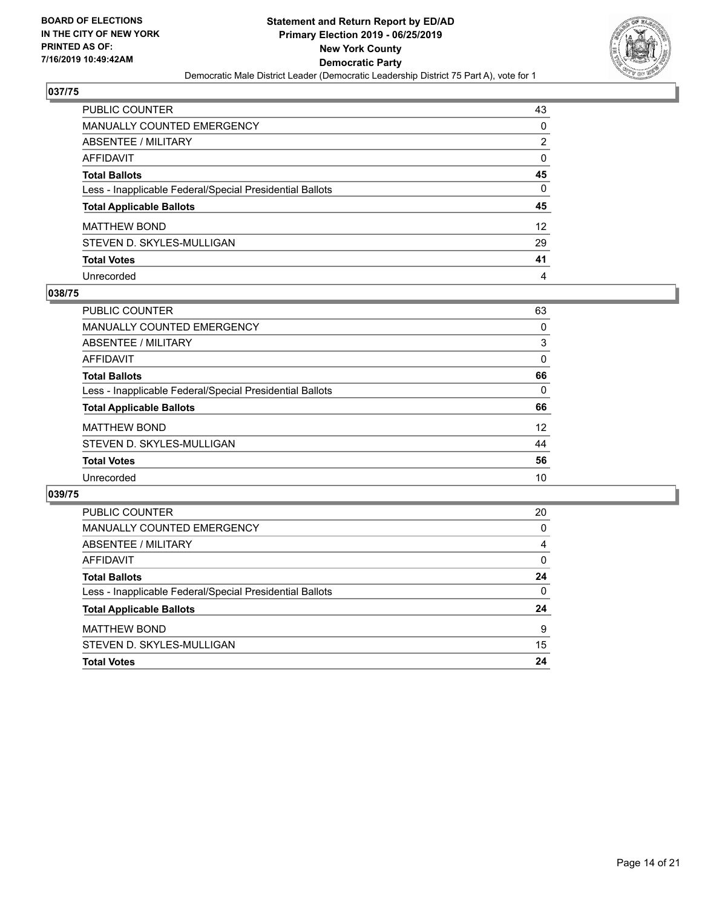## 037/75

| | |
|---|---|
| PUBLIC COUNTER | 43 |
| MANUALLY COUNTED EMERGENCY | 0 |
| ABSENTEE / MILITARY | 2 |
| AFFIDAVIT | 0 |
| **Total Ballots** | **45** |
| Less - Inapplicable Federal/Special Presidential Ballots | 0 |
| **Total Applicable Ballots** | **45** |
| MATTHEW BOND | 12 |
| STEVEN D. SKYLES-MULLIGAN | 29 |
| **Total Votes** | **41** |
| Unrecorded | 4 |

## 038/75

| | |
|---|---|
| PUBLIC COUNTER | 63 |
| MANUALLY COUNTED EMERGENCY | 0 |
| ABSENTEE / MILITARY | 3 |
| AFFIDAVIT | 0 |
| **Total Ballots** | **66** |
| Less - Inapplicable Federal/Special Presidential Ballots | 0 |
| **Total Applicable Ballots** | **66** |
| MATTHEW BOND | 12 |
| STEVEN D. SKYLES-MULLIGAN | 44 |
| **Total Votes** | **56** |
| Unrecorded | 10 |

## 039/75

| | |
|---|---|
| PUBLIC COUNTER | 20 |
| MANUALLY COUNTED EMERGENCY | 0 |
| ABSENTEE / MILITARY | 4 |
| AFFIDAVIT | 0 |
| **Total Ballots** | **24** |
| Less - Inapplicable Federal/Special Presidential Ballots | 0 |
| **Total Applicable Ballots** | **24** |
| MATTHEW BOND | 9 |
| STEVEN D. SKYLES-MULLIGAN | 15 |
| **Total Votes** | **24** |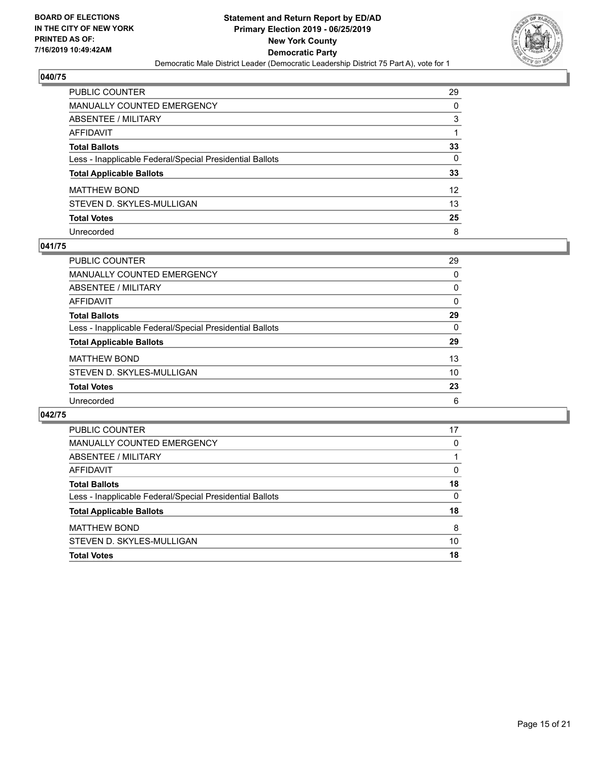## 040/75

| | |
|---|---|
| PUBLIC COUNTER | 29 |
| MANUALLY COUNTED EMERGENCY | 0 |
| ABSENTEE / MILITARY | 3 |
| AFFIDAVIT | 1 |
| **Total Ballots** | **33** |
| Less - Inapplicable Federal/Special Presidential Ballots | 0 |
| **Total Applicable Ballots** | **33** |
| MATTHEW BOND | 12 |
| STEVEN D. SKYLES-MULLIGAN | 13 |
| **Total Votes** | **25** |
| Unrecorded | 8 |

## 041/75

| | |
|---|---|
| PUBLIC COUNTER | 29 |
| MANUALLY COUNTED EMERGENCY | 0 |
| ABSENTEE / MILITARY | 0 |
| AFFIDAVIT | 0 |
| **Total Ballots** | **29** |
| Less - Inapplicable Federal/Special Presidential Ballots | 0 |
| **Total Applicable Ballots** | **29** |
| MATTHEW BOND | 13 |
| STEVEN D. SKYLES-MULLIGAN | 10 |
| **Total Votes** | **23** |
| Unrecorded | 6 |

## 042/75

| | |
|---|---|
| PUBLIC COUNTER | 17 |
| MANUALLY COUNTED EMERGENCY | 0 |
| ABSENTEE / MILITARY | 1 |
| AFFIDAVIT | 0 |
| **Total Ballots** | **18** |
| Less - Inapplicable Federal/Special Presidential Ballots | 0 |
| **Total Applicable Ballots** | **18** |
| MATTHEW BOND | 8 |
| STEVEN D. SKYLES-MULLIGAN | 10 |
| **Total Votes** | **18** |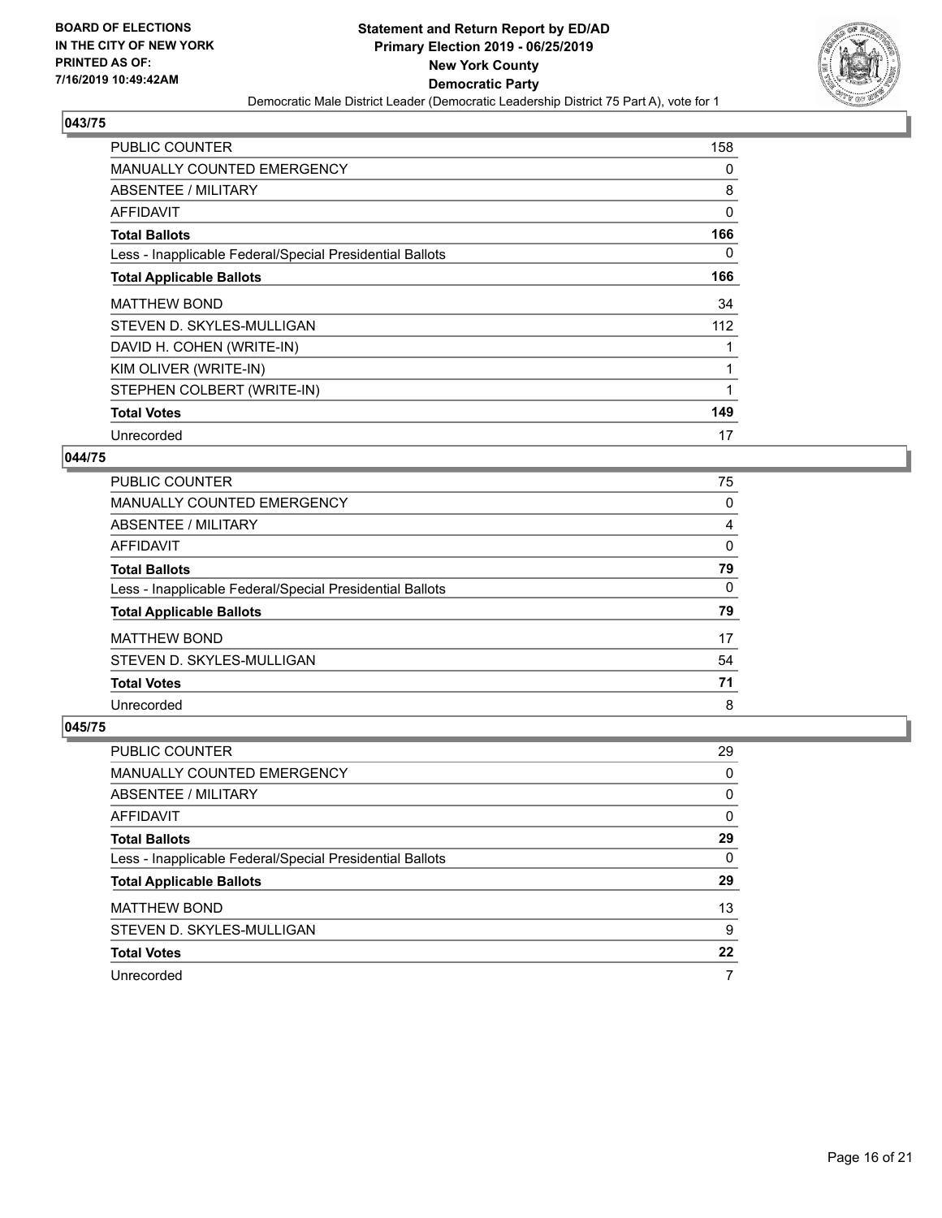**Statement and Return Report by ED/AD**
**Primary Election 2019 - 06/25/2019**
**New York County**
**Democratic Party**
Democratic Male District Leader (Democratic Leadership District 75 Part A), vote for 1

BOARD OF ELECTIONS
IN THE CITY OF NEW YORK
PRINTED AS OF:
7/16/2019 10:49:42AM

### 043/75

| | |
|---|---|
| PUBLIC COUNTER | 158 |
| MANUALLY COUNTED EMERGENCY | 0 |
| ABSENTEE / MILITARY | 8 |
| AFFIDAVIT | 0 |
| **Total Ballots** | **166** |
| Less - Inapplicable Federal/Special Presidential Ballots | 0 |
| **Total Applicable Ballots** | **166** |
| MATTHEW BOND | 34 |
| STEVEN D. SKYLES-MULLIGAN | 112 |
| DAVID H. COHEN (WRITE-IN) | 1 |
| KIM OLIVER (WRITE-IN) | 1 |
| STEPHEN COLBERT (WRITE-IN) | 1 |
| **Total Votes** | **149** |
| Unrecorded | 17 |

### 044/75

| | |
|---|---|
| PUBLIC COUNTER | 75 |
| MANUALLY COUNTED EMERGENCY | 0 |
| ABSENTEE / MILITARY | 4 |
| AFFIDAVIT | 0 |
| **Total Ballots** | **79** |
| Less - Inapplicable Federal/Special Presidential Ballots | 0 |
| **Total Applicable Ballots** | **79** |
| MATTHEW BOND | 17 |
| STEVEN D. SKYLES-MULLIGAN | 54 |
| **Total Votes** | **71** |
| Unrecorded | 8 |

### 045/75

| | |
|---|---|
| PUBLIC COUNTER | 29 |
| MANUALLY COUNTED EMERGENCY | 0 |
| ABSENTEE / MILITARY | 0 |
| AFFIDAVIT | 0 |
| **Total Ballots** | **29** |
| Less - Inapplicable Federal/Special Presidential Ballots | 0 |
| **Total Applicable Ballots** | **29** |
| MATTHEW BOND | 13 |
| STEVEN D. SKYLES-MULLIGAN | 9 |
| **Total Votes** | **22** |
| Unrecorded | 7 |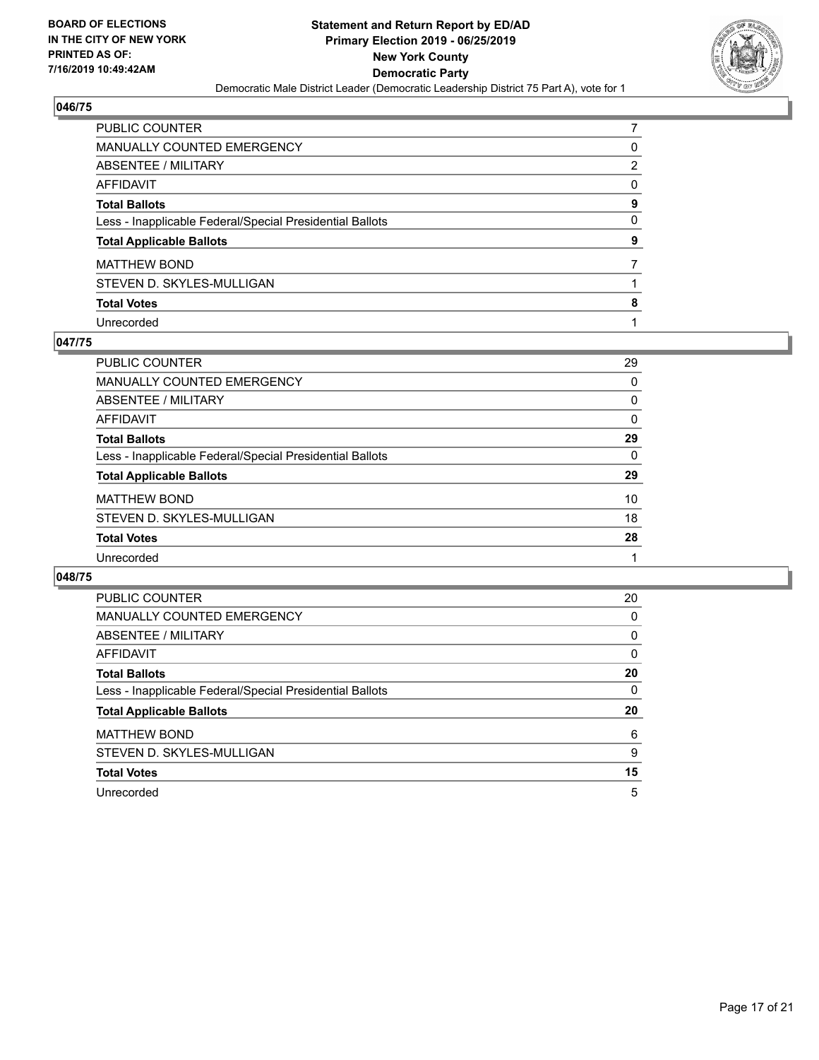## 046/75

| | |
|---|---|
| PUBLIC COUNTER | 7 |
| MANUALLY COUNTED EMERGENCY | 0 |
| ABSENTEE / MILITARY | 2 |
| AFFIDAVIT | 0 |
| **Total Ballots** | **9** |
| Less - Inapplicable Federal/Special Presidential Ballots | 0 |
| **Total Applicable Ballots** | **9** |
| MATTHEW BOND | 7 |
| STEVEN D. SKYLES-MULLIGAN | 1 |
| **Total Votes** | **8** |
| Unrecorded | 1 |

## 047/75

| | |
|---|---|
| PUBLIC COUNTER | 29 |
| MANUALLY COUNTED EMERGENCY | 0 |
| ABSENTEE / MILITARY | 0 |
| AFFIDAVIT | 0 |
| **Total Ballots** | **29** |
| Less - Inapplicable Federal/Special Presidential Ballots | 0 |
| **Total Applicable Ballots** | **29** |
| MATTHEW BOND | 10 |
| STEVEN D. SKYLES-MULLIGAN | 18 |
| **Total Votes** | **28** |
| Unrecorded | 1 |

## 048/75

| | |
|---|---|
| PUBLIC COUNTER | 20 |
| MANUALLY COUNTED EMERGENCY | 0 |
| ABSENTEE / MILITARY | 0 |
| AFFIDAVIT | 0 |
| **Total Ballots** | **20** |
| Less - Inapplicable Federal/Special Presidential Ballots | 0 |
| **Total Applicable Ballots** | **20** |
| MATTHEW BOND | 6 |
| STEVEN D. SKYLES-MULLIGAN | 9 |
| **Total Votes** | **15** |
| Unrecorded | 5 |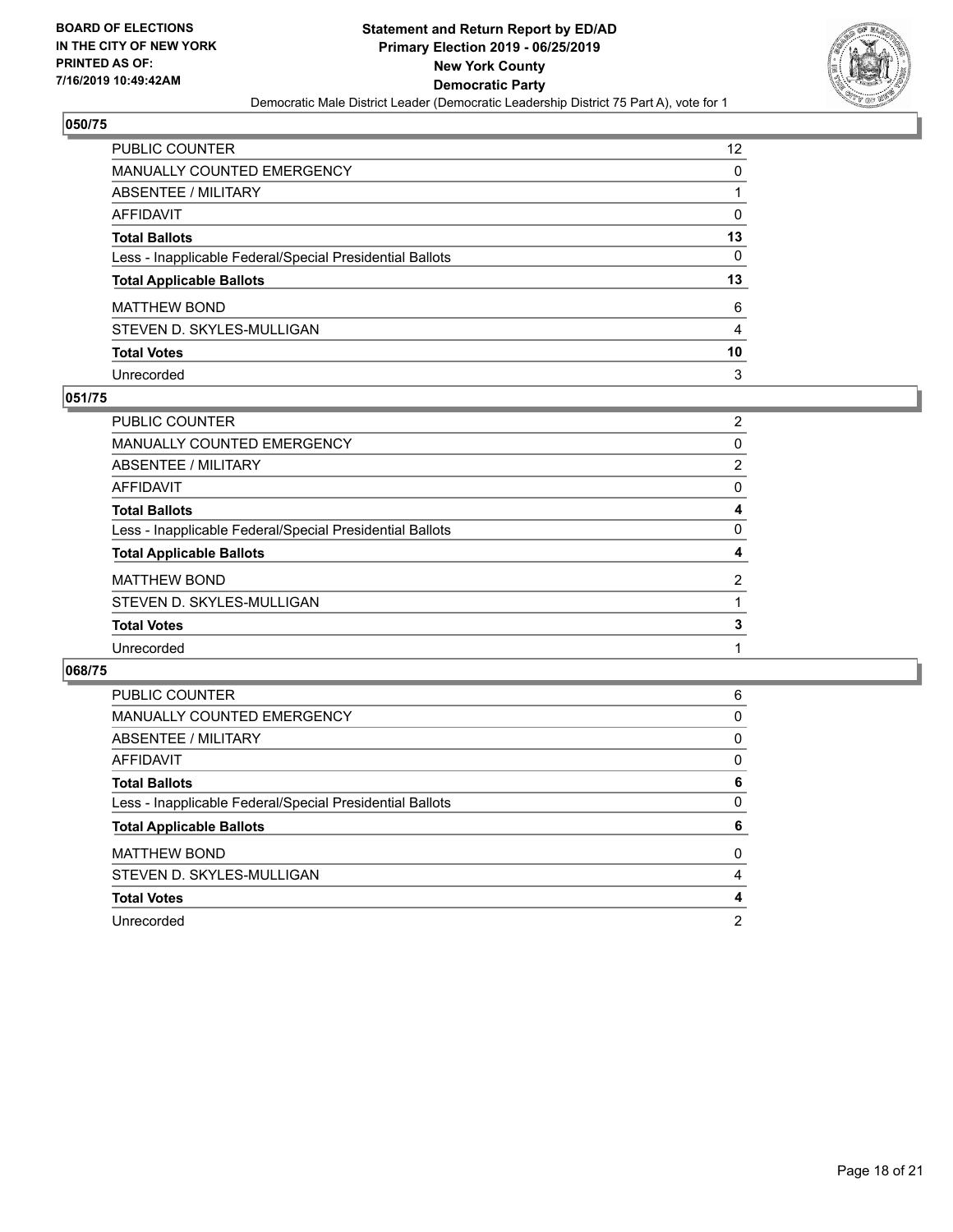**BOARD OF ELECTIONS IN THE CITY OF NEW YORK PRINTED AS OF: 7/16/2019 10:49:42AM**

**Statement and Return Report by ED/AD**
**Primary Election 2019 - 06/25/2019**
**New York County**
**Democratic Party**
Democratic Male District Leader (Democratic Leadership District 75 Part A), vote for 1

### 050/75

| | |
|---|---|
| PUBLIC COUNTER | 12 |
| MANUALLY COUNTED EMERGENCY | 0 |
| ABSENTEE / MILITARY | 1 |
| AFFIDAVIT | 0 |
| **Total Ballots** | **13** |
| Less - Inapplicable Federal/Special Presidential Ballots | 0 |
| **Total Applicable Ballots** | **13** |
| MATTHEW BOND | 6 |
| STEVEN D. SKYLES-MULLIGAN | 4 |
| **Total Votes** | **10** |
| Unrecorded | 3 |

### 051/75

| | |
|---|---|
| PUBLIC COUNTER | 2 |
| MANUALLY COUNTED EMERGENCY | 0 |
| ABSENTEE / MILITARY | 2 |
| AFFIDAVIT | 0 |
| **Total Ballots** | **4** |
| Less - Inapplicable Federal/Special Presidential Ballots | 0 |
| **Total Applicable Ballots** | **4** |
| MATTHEW BOND | 2 |
| STEVEN D. SKYLES-MULLIGAN | 1 |
| **Total Votes** | **3** |
| Unrecorded | 1 |

### 068/75

| | |
|---|---|
| PUBLIC COUNTER | 6 |
| MANUALLY COUNTED EMERGENCY | 0 |
| ABSENTEE / MILITARY | 0 |
| AFFIDAVIT | 0 |
| **Total Ballots** | **6** |
| Less - Inapplicable Federal/Special Presidential Ballots | 0 |
| **Total Applicable Ballots** | **6** |
| MATTHEW BOND | 0 |
| STEVEN D. SKYLES-MULLIGAN | 4 |
| **Total Votes** | **4** |
| Unrecorded | 2 |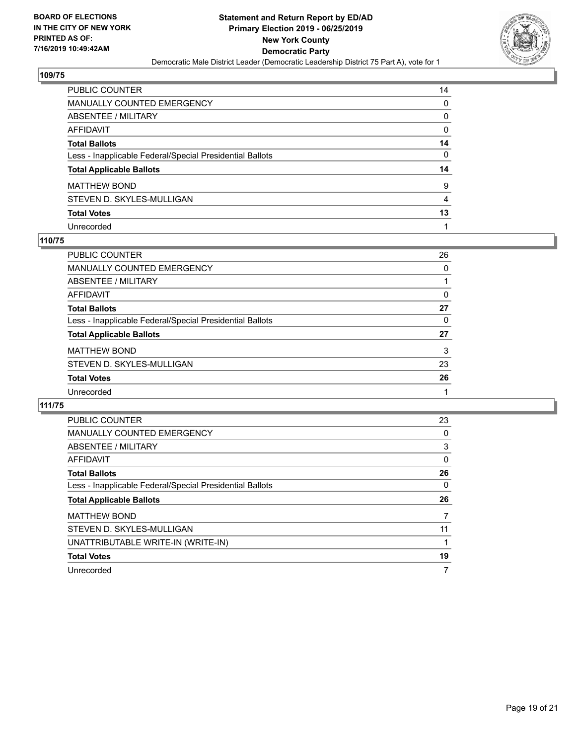**BOARD OF ELECTIONS IN THE CITY OF NEW YORK PRINTED AS OF: 7/16/2019 10:49:42AM**

**Statement and Return Report by ED/AD Primary Election 2019 - 06/25/2019 New York County Democratic Party**

Democratic Male District Leader (Democratic Leadership District 75 Part A), vote for 1

### 109/75

| | |
|---|---|
| PUBLIC COUNTER | 14 |
| MANUALLY COUNTED EMERGENCY | 0 |
| ABSENTEE / MILITARY | 0 |
| AFFIDAVIT | 0 |
| **Total Ballots** | **14** |
| Less - Inapplicable Federal/Special Presidential Ballots | 0 |
| **Total Applicable Ballots** | **14** |
| MATTHEW BOND | 9 |
| STEVEN D. SKYLES-MULLIGAN | 4 |
| **Total Votes** | **13** |
| Unrecorded | 1 |

### 110/75

| | |
|---|---|
| PUBLIC COUNTER | 26 |
| MANUALLY COUNTED EMERGENCY | 0 |
| ABSENTEE / MILITARY | 1 |
| AFFIDAVIT | 0 |
| **Total Ballots** | **27** |
| Less - Inapplicable Federal/Special Presidential Ballots | 0 |
| **Total Applicable Ballots** | **27** |
| MATTHEW BOND | 3 |
| STEVEN D. SKYLES-MULLIGAN | 23 |
| **Total Votes** | **26** |
| Unrecorded | 1 |

### 111/75

| | |
|---|---|
| PUBLIC COUNTER | 23 |
| MANUALLY COUNTED EMERGENCY | 0 |
| ABSENTEE / MILITARY | 3 |
| AFFIDAVIT | 0 |
| **Total Ballots** | **26** |
| Less - Inapplicable Federal/Special Presidential Ballots | 0 |
| **Total Applicable Ballots** | **26** |
| MATTHEW BOND | 7 |
| STEVEN D. SKYLES-MULLIGAN | 11 |
| UNATTRIBUTABLE WRITE-IN (WRITE-IN) | 1 |
| **Total Votes** | **19** |
| Unrecorded | 7 |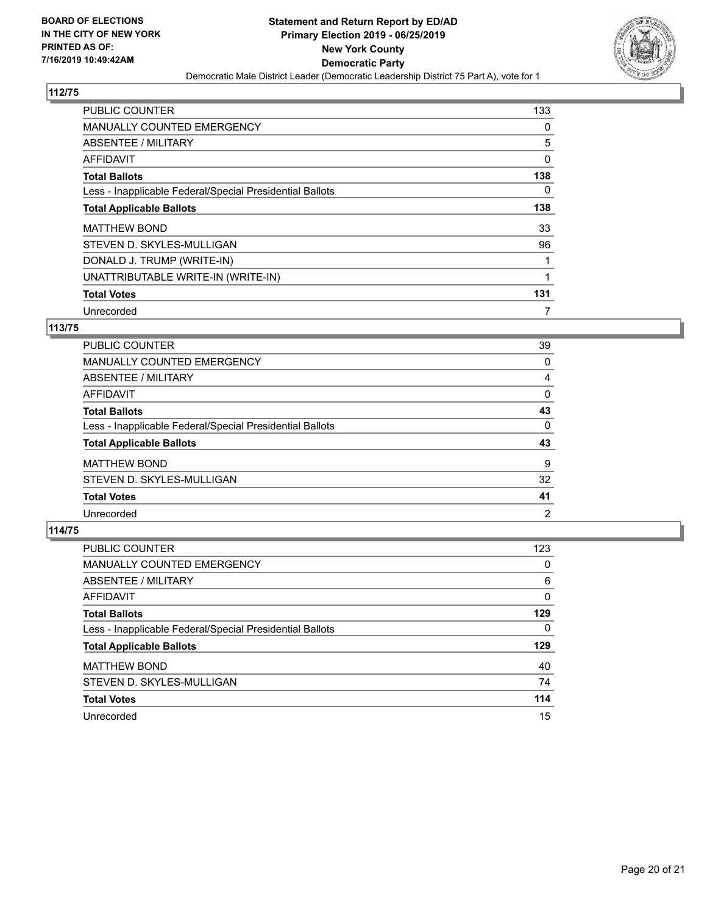**BOARD OF ELECTIONS IN THE CITY OF NEW YORK PRINTED AS OF: 7/16/2019 10:49:42AM**

**Statement and Return Report by ED/AD**
**Primary Election 2019 - 06/25/2019**
**New York County**
**Democratic Party**
Democratic Male District Leader (Democratic Leadership District 75 Part A), vote for 1

## 112/75

| | |
|---|---|
| PUBLIC COUNTER | 133 |
| MANUALLY COUNTED EMERGENCY | 0 |
| ABSENTEE / MILITARY | 5 |
| AFFIDAVIT | 0 |
| **Total Ballots** | **138** |
| Less - Inapplicable Federal/Special Presidential Ballots | 0 |
| **Total Applicable Ballots** | **138** |
| MATTHEW BOND | 33 |
| STEVEN D. SKYLES-MULLIGAN | 96 |
| DONALD J. TRUMP (WRITE-IN) | 1 |
| UNATTRIBUTABLE WRITE-IN (WRITE-IN) | 1 |
| **Total Votes** | **131** |
| Unrecorded | 7 |

## 113/75

| | |
|---|---|
| PUBLIC COUNTER | 39 |
| MANUALLY COUNTED EMERGENCY | 0 |
| ABSENTEE / MILITARY | 4 |
| AFFIDAVIT | 0 |
| **Total Ballots** | **43** |
| Less - Inapplicable Federal/Special Presidential Ballots | 0 |
| **Total Applicable Ballots** | **43** |
| MATTHEW BOND | 9 |
| STEVEN D. SKYLES-MULLIGAN | 32 |
| **Total Votes** | **41** |
| Unrecorded | 2 |

## 114/75

| | |
|---|---|
| PUBLIC COUNTER | 123 |
| MANUALLY COUNTED EMERGENCY | 0 |
| ABSENTEE / MILITARY | 6 |
| AFFIDAVIT | 0 |
| **Total Ballots** | **129** |
| Less - Inapplicable Federal/Special Presidential Ballots | 0 |
| **Total Applicable Ballots** | **129** |
| MATTHEW BOND | 40 |
| STEVEN D. SKYLES-MULLIGAN | 74 |
| **Total Votes** | **114** |
| Unrecorded | 15 |